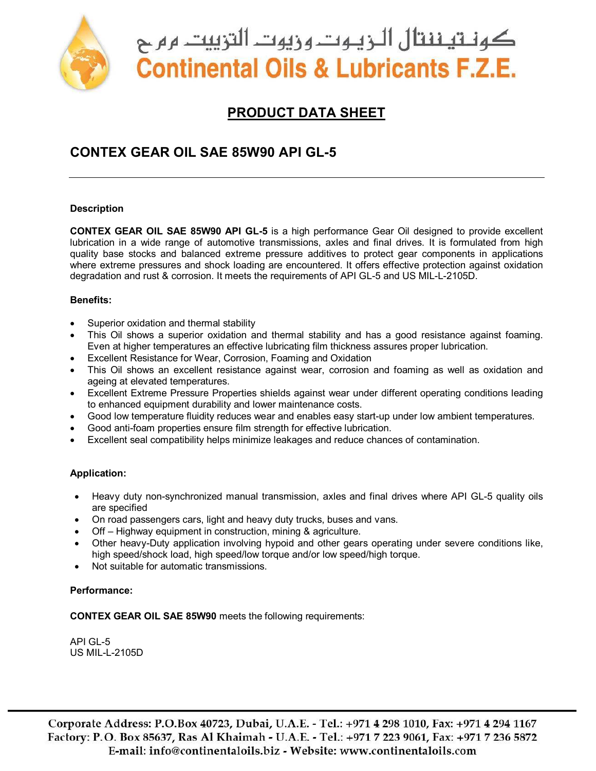كونتيننتال الزيوت وزيوت التزييت م م ح

# Continental Oils & Lubricants F.Z.E.

## PRODUCT DATA SHEET

## CONTEX GEAR OIL SAE 85W90 API GL-5

---

### Description

**CONTEX GEAR OIL SAE 85W90 API GL-5** is a high performance Gear Oil designed to provide excellent lubrication in a wide range of automotive transmissions, axles and final drives. It is formulated from high quality base stocks and balanced extreme pressure additives to protect gear components in applications where extreme pressures and shock loading are encountered. It offers effective protection against oxidation degradation and rust & corrosion. It meets the requirements of API GL-5 and US MIL-L-2105D.

### Benefits:

- Superior oxidation and thermal stability
- This Oil shows a superior oxidation and thermal stability and has a good resistance against foaming. Even at higher temperatures an effective lubricating film thickness assures proper lubrication.
- Excellent Resistance for Wear, Corrosion, Foaming and Oxidation
- This Oil shows an excellent resistance against wear, corrosion and foaming as well as oxidation and ageing at elevated temperatures.
- Excellent Extreme Pressure Properties shields against wear under different operating conditions leading to enhanced equipment durability and lower maintenance costs.
- Good low temperature fluidity reduces wear and enables easy start-up under low ambient temperatures.
- Good anti-foam properties ensure film strength for effective lubrication.
- Excellent seal compatibility helps minimize leakages and reduce chances of contamination.

### Application:

- Heavy duty non-synchronized manual transmission, axles and final drives where API GL-5 quality oils are specified
- On road passengers cars, light and heavy duty trucks, buses and vans.
- Off – Highway equipment in construction, mining & agriculture.
- Other heavy-Duty application involving hypoid and other gears operating under severe conditions like, high speed/shock load, high speed/low torque and/or low speed/high torque.
- Not suitable for automatic transmissions.

### Performance:

**CONTEX GEAR OIL SAE 85W90** meets the following requirements:

API GL-5
US MIL-L-2105D

---

Corporate Address: P.O.Box 40723, Dubai, U.A.E. - Tel.: +971 4 298 1010, Fax: +971 4 294 1167
Factory: P.O. Box 85637, Ras Al Khaimah - U.A.E. - Tel.: +971 7 223 9061, Fax: +971 7 236 5872
E-mail: info@continentaloils.biz - Website: www.continentaloils.com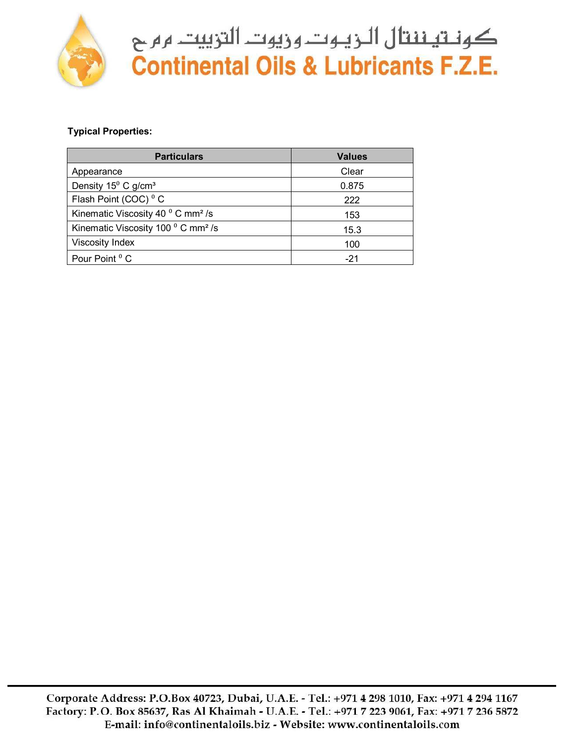**Typical Properties:**

| Particulars | Values |
|---|---|
| Appearance | Clear |
| Density 15$^0$ C g/cm³ | 0.875 |
| Flash Point (COC) $^0$ C | 222 |
| Kinematic Viscosity 40 $^0$ C mm² /s | 153 |
| Kinematic Viscosity 100 $^0$ C mm² /s | 15.3 |
| Viscosity Index | 100 |
| Pour Point $^0$ C | -21 |